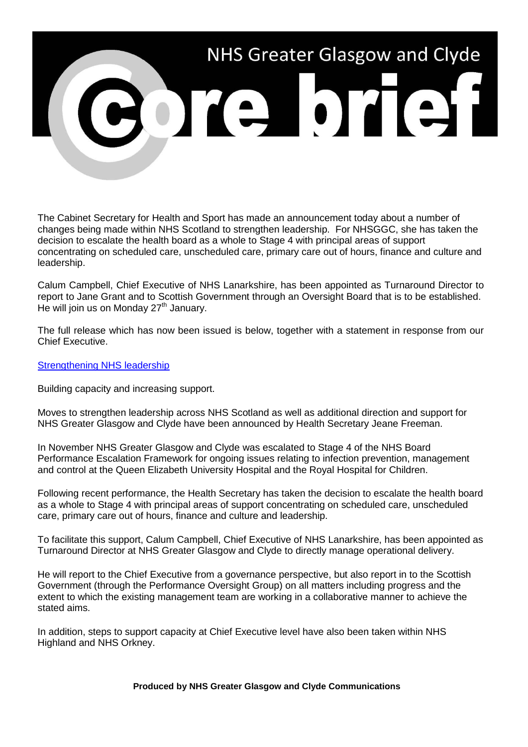# NHS Greater Glasgow and Clyde Core brief

The Cabinet Secretary for Health and Sport has made an announcement today about a number of changes being made within NHS Scotland to strengthen leadership. For NHSGGC, she has taken the decision to escalate the health board as a whole to Stage 4 with principal areas of support concentrating on scheduled care, unscheduled care, primary care out of hours, finance and culture and leadership.

Calum Campbell, Chief Executive of NHS Lanarkshire, has been appointed as Turnaround Director to report to Jane Grant and to Scottish Government through an Oversight Board that is to be established. He will join us on Monday 27th January.

The full release which has now been issued is below, together with a statement in response from our Chief Executive.

Strengthening NHS leadership

Building capacity and increasing support.

Moves to strengthen leadership across NHS Scotland as well as additional direction and support for NHS Greater Glasgow and Clyde have been announced by Health Secretary Jeane Freeman.

In November NHS Greater Glasgow and Clyde was escalated to Stage 4 of the NHS Board Performance Escalation Framework for ongoing issues relating to infection prevention, management and control at the Queen Elizabeth University Hospital and the Royal Hospital for Children.

Following recent performance, the Health Secretary has taken the decision to escalate the health board as a whole to Stage 4 with principal areas of support concentrating on scheduled care, unscheduled care, primary care out of hours, finance and culture and leadership.

To facilitate this support, Calum Campbell, Chief Executive of NHS Lanarkshire, has been appointed as Turnaround Director at NHS Greater Glasgow and Clyde to directly manage operational delivery.

He will report to the Chief Executive from a governance perspective, but also report in to the Scottish Government (through the Performance Oversight Group) on all matters including progress and the extent to which the existing management team are working in a collaborative manner to achieve the stated aims.

In addition, steps to support capacity at Chief Executive level have also been taken within NHS Highland and NHS Orkney.

**Produced by NHS Greater Glasgow and Clyde Communications**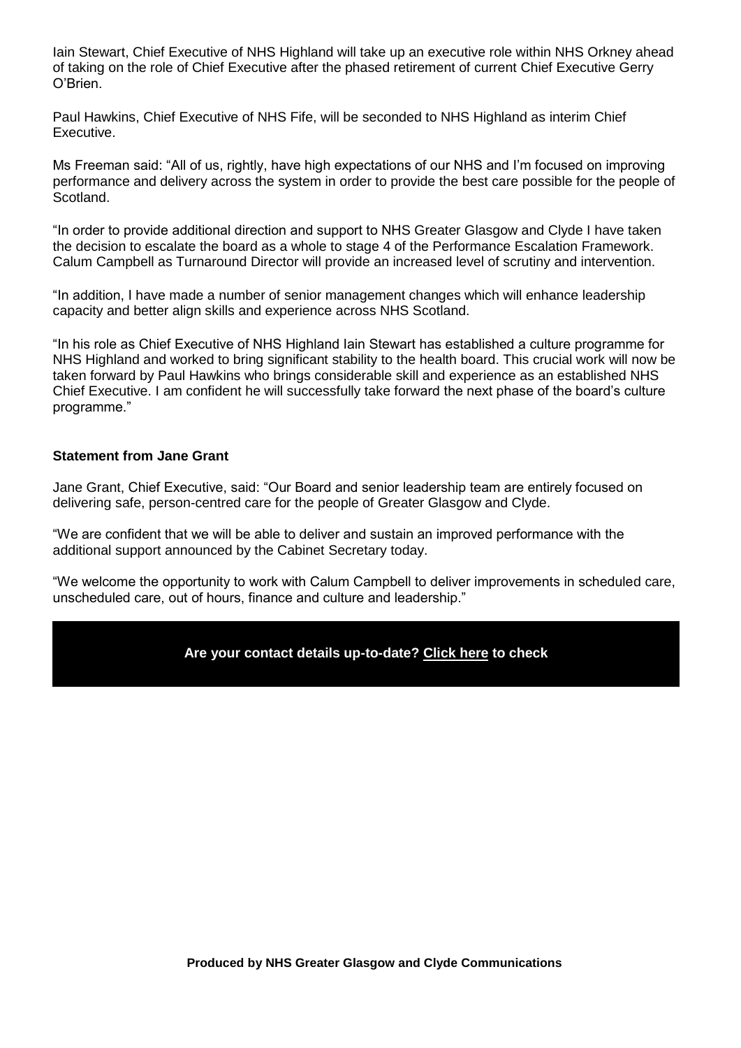Iain Stewart, Chief Executive of NHS Highland will take up an executive role within NHS Orkney ahead of taking on the role of Chief Executive after the phased retirement of current Chief Executive Gerry O'Brien.

Paul Hawkins, Chief Executive of NHS Fife, will be seconded to NHS Highland as interim Chief Executive.

Ms Freeman said: "All of us, rightly, have high expectations of our NHS and I'm focused on improving performance and delivery across the system in order to provide the best care possible for the people of Scotland.

"In order to provide additional direction and support to NHS Greater Glasgow and Clyde I have taken the decision to escalate the board as a whole to stage 4 of the Performance Escalation Framework. Calum Campbell as Turnaround Director will provide an increased level of scrutiny and intervention.

"In addition, I have made a number of senior management changes which will enhance leadership capacity and better align skills and experience across NHS Scotland.

"In his role as Chief Executive of NHS Highland Iain Stewart has established a culture programme for NHS Highland and worked to bring significant stability to the health board. This crucial work will now be taken forward by Paul Hawkins who brings considerable skill and experience as an established NHS Chief Executive. I am confident he will successfully take forward the next phase of the board's culture programme."

**Statement from Jane Grant**

Jane Grant, Chief Executive, said: "Our Board and senior leadership team are entirely focused on delivering safe, person-centred care for the people of Greater Glasgow and Clyde.

"We are confident that we will be able to deliver and sustain an improved performance with the additional support announced by the Cabinet Secretary today.

"We welcome the opportunity to work with Calum Campbell to deliver improvements in scheduled care, unscheduled care, out of hours, finance and culture and leadership."

**Are your contact details up-to-date? Click here to check**

**Produced by NHS Greater Glasgow and Clyde Communications**